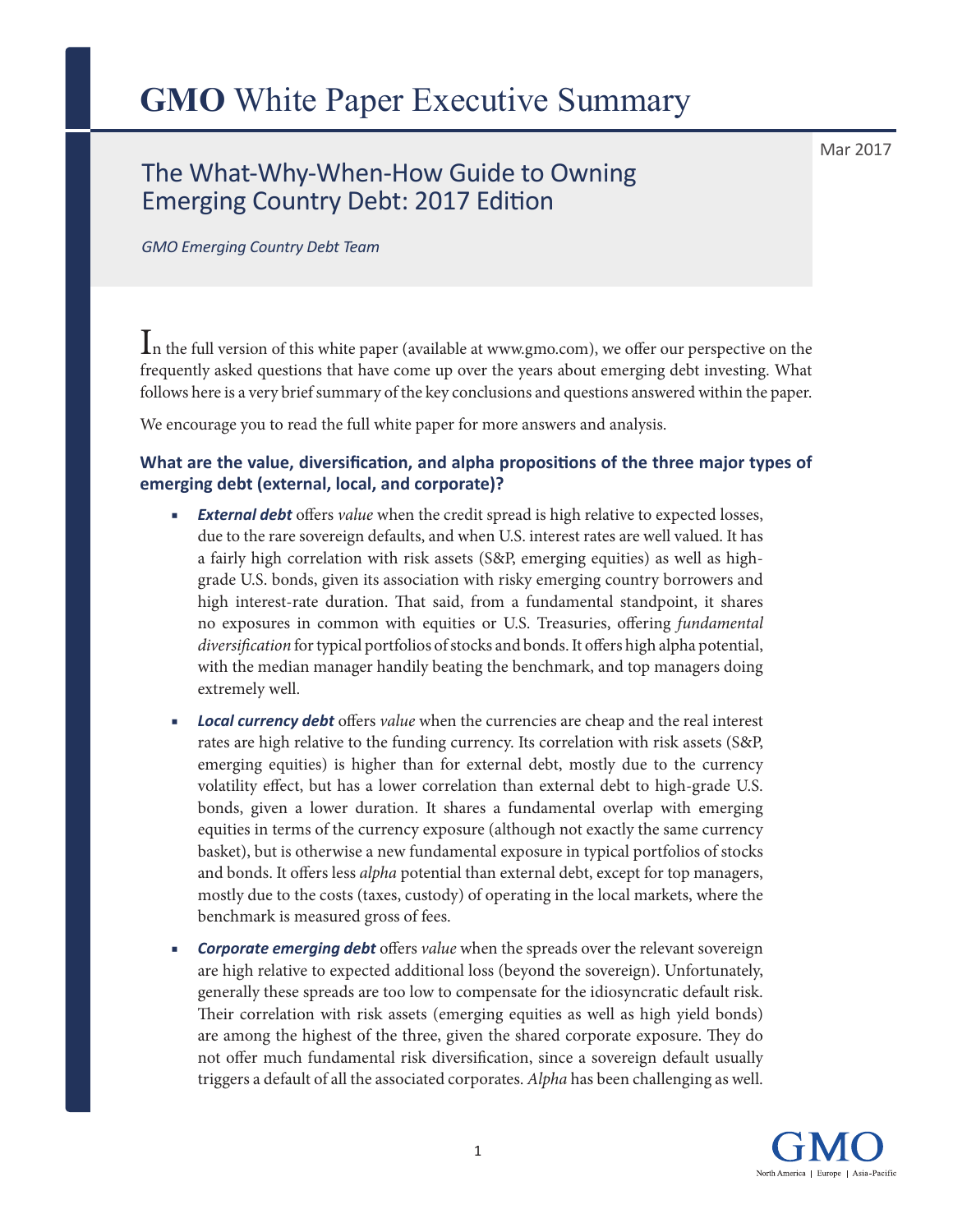# GMO White Paper Executive Summary

Mar 2017

## The What-Why-When-How Guide to Owning Emerging Country Debt: 2017 Edition

*GMO Emerging Country Debt Team*

In the full version of this white paper (available at www.gmo.com), we offer our perspective on the frequently asked questions that have come up over the years about emerging debt investing. What follows here is a very brief summary of the key conclusions and questions answered within the paper.

We encourage you to read the full white paper for more answers and analysis.

### What are the value, diversification, and alpha propositions of the three major types of emerging debt (external, local, and corporate)?

- ***External debt*** offers *value* when the credit spread is high relative to expected losses, due to the rare sovereign defaults, and when U.S. interest rates are well valued. It has a fairly high correlation with risk assets (S&P, emerging equities) as well as high-grade U.S. bonds, given its association with risky emerging country borrowers and high interest-rate duration. That said, from a fundamental standpoint, it shares no exposures in common with equities or U.S. Treasuries, offering *fundamental diversification* for typical portfolios of stocks and bonds. It offers high alpha potential, with the median manager handily beating the benchmark, and top managers doing extremely well.
- ***Local currency debt*** offers *value* when the currencies are cheap and the real interest rates are high relative to the funding currency. Its correlation with risk assets (S&P, emerging equities) is higher than for external debt, mostly due to the currency volatility effect, but has a lower correlation than external debt to high-grade U.S. bonds, given a lower duration. It shares a fundamental overlap with emerging equities in terms of the currency exposure (although not exactly the same currency basket), but is otherwise a new fundamental exposure in typical portfolios of stocks and bonds. It offers less *alpha* potential than external debt, except for top managers, mostly due to the costs (taxes, custody) of operating in the local markets, where the benchmark is measured gross of fees.
- ***Corporate emerging debt*** offers *value* when the spreads over the relevant sovereign are high relative to expected additional loss (beyond the sovereign). Unfortunately, generally these spreads are too low to compensate for the idiosyncratic default risk. Their correlation with risk assets (emerging equities as well as high yield bonds) are among the highest of the three, given the shared corporate exposure. They do not offer much fundamental risk diversification, since a sovereign default usually triggers a default of all the associated corporates. *Alpha* has been challenging as well.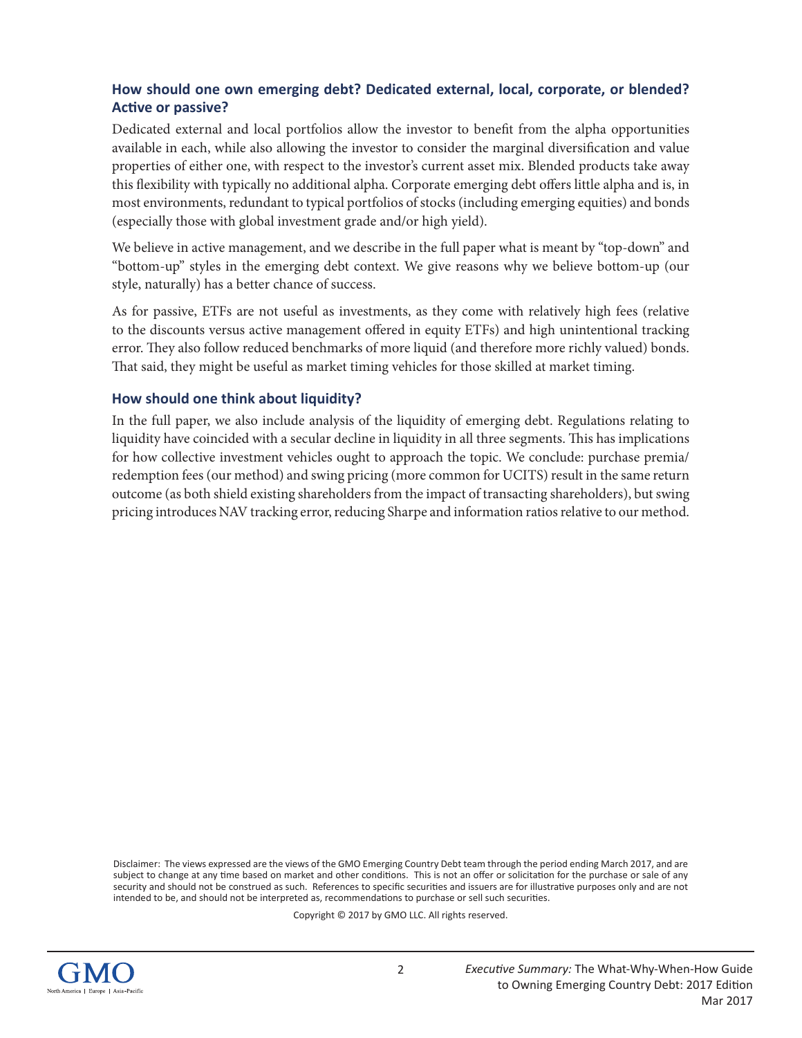## How should one own emerging debt? Dedicated external, local, corporate, or blended? Active or passive?

Dedicated external and local portfolios allow the investor to benefit from the alpha opportunities available in each, while also allowing the investor to consider the marginal diversification and value properties of either one, with respect to the investor's current asset mix. Blended products take away this flexibility with typically no additional alpha. Corporate emerging debt offers little alpha and is, in most environments, redundant to typical portfolios of stocks (including emerging equities) and bonds (especially those with global investment grade and/or high yield).

We believe in active management, and we describe in the full paper what is meant by "top-down" and "bottom-up" styles in the emerging debt context. We give reasons why we believe bottom-up (our style, naturally) has a better chance of success.

As for passive, ETFs are not useful as investments, as they come with relatively high fees (relative to the discounts versus active management offered in equity ETFs) and high unintentional tracking error. They also follow reduced benchmarks of more liquid (and therefore more richly valued) bonds. That said, they might be useful as market timing vehicles for those skilled at market timing.

## How should one think about liquidity?

In the full paper, we also include analysis of the liquidity of emerging debt. Regulations relating to liquidity have coincided with a secular decline in liquidity in all three segments. This has implications for how collective investment vehicles ought to approach the topic. We conclude: purchase premia/ redemption fees (our method) and swing pricing (more common for UCITS) result in the same return outcome (as both shield existing shareholders from the impact of transacting shareholders), but swing pricing introduces NAV tracking error, reducing Sharpe and information ratios relative to our method.

Disclaimer: The views expressed are the views of the GMO Emerging Country Debt team through the period ending March 2017, and are subject to change at any time based on market and other conditions. This is not an offer or solicitation for the purchase or sale of any security and should not be construed as such. References to specific securities and issuers are for illustrative purposes only and are not intended to be, and should not be interpreted as, recommendations to purchase or sell such securities.

Copyright © 2017 by GMO LLC. All rights reserved.